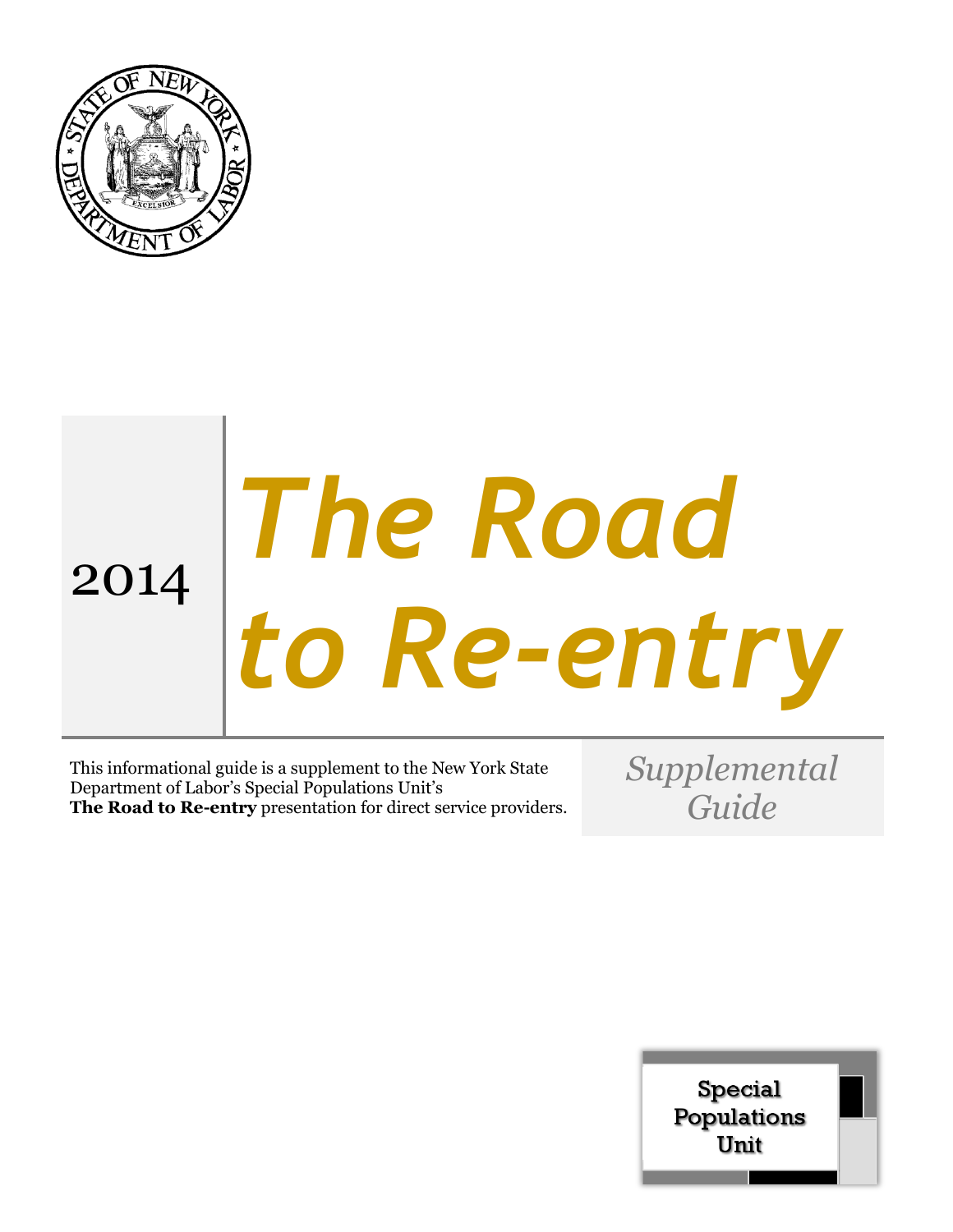2014

# *The Road to Re-entry*

This informational guide is a supplement to the New York State Department of Labor's Special Populations Unit's **The Road to Re-entry** presentation for direct service providers.

*Supplemental Guide*

Special Populations Unit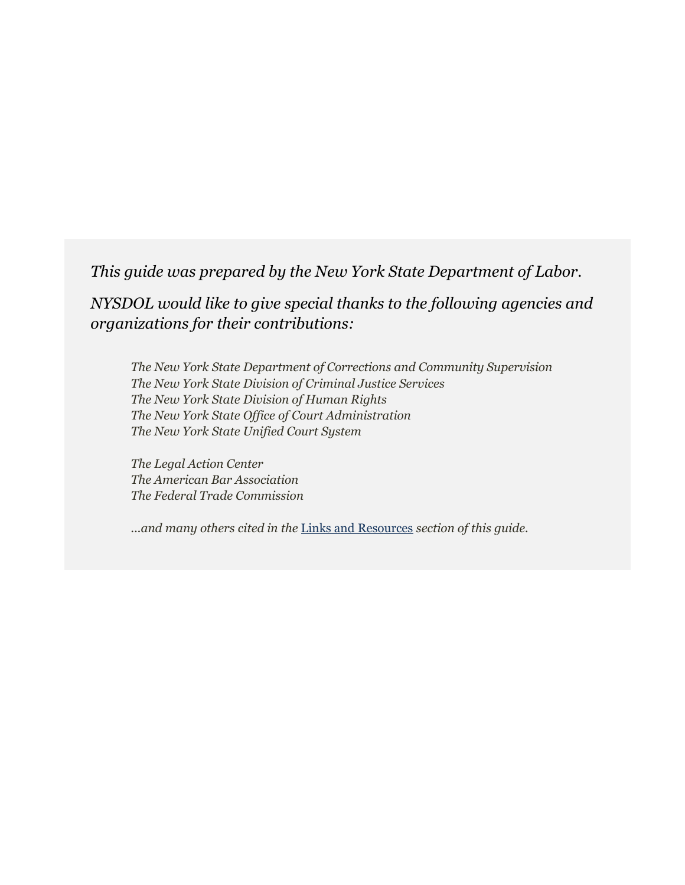*This guide was prepared by the New York State Department of Labor.*

*NYSDOL would like to give special thanks to the following agencies and organizations for their contributions:*

*The New York State Department of Corrections and Community Supervision*
*The New York State Division of Criminal Justice Services*
*The New York State Division of Human Rights*
*The New York State Office of Court Administration*
*The New York State Unified Court System*

*The Legal Action Center*
*The American Bar Association*
*The Federal Trade Commission*

*...and many others cited in the* Links and Resources *section of this guide.*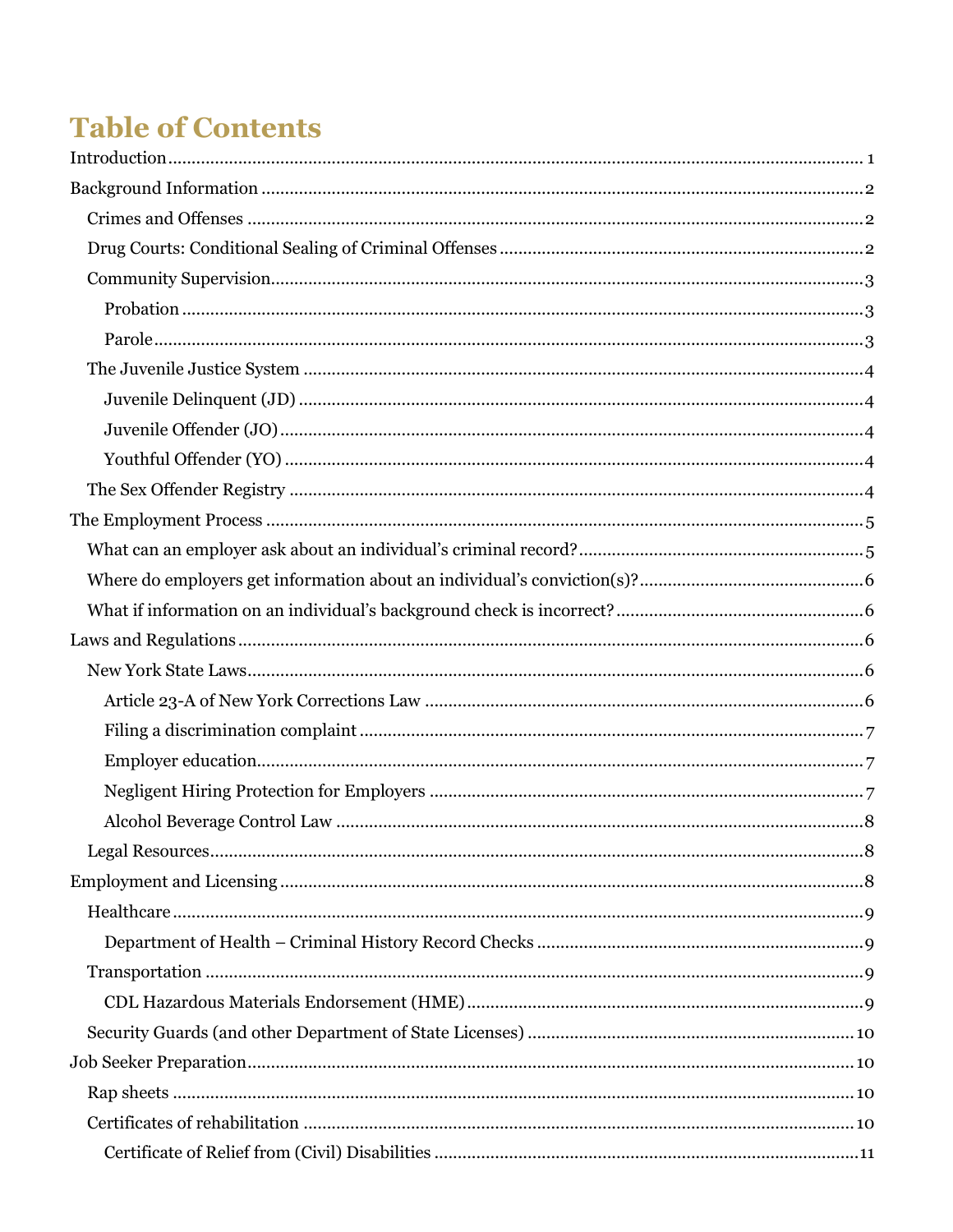# Table of Contents

Introduction ........................................................................................................................................ 1

Background Information ..................................................................................................................... 2

- Crimes and Offenses ....................................................................................................................... 2
- Drug Courts: Conditional Sealing of Criminal Offenses .................................................................. 2
- Community Supervision .................................................................................................................. 3
  - Probation ..................................................................................................................................... 3
  - Parole .......................................................................................................................................... 3
- The Juvenile Justice System ............................................................................................................ 4
  - Juvenile Delinquent (JD) ............................................................................................................. 4
  - Juvenile Offender (JO) ................................................................................................................. 4
  - Youthful Offender (YO) ................................................................................................................ 4
- The Sex Offender Registry ............................................................................................................... 4

The Employment Process .................................................................................................................... 5

- What can an employer ask about an individual's criminal record? ................................................... 5
- Where do employers get information about an individual's conviction(s)? ...................................... 6
- What if information on an individual's background check is incorrect? ........................................... 6

Laws and Regulations .......................................................................................................................... 6

- New York State Laws ....................................................................................................................... 6
  - Article 23-A of New York Corrections Law ................................................................................... 6
  - Filing a discrimination complaint ................................................................................................ 7
  - Employer education ..................................................................................................................... 7
  - Negligent Hiring Protection for Employers ................................................................................... 7
  - Alcohol Beverage Control Law ..................................................................................................... 8
- Legal Resources ............................................................................................................................... 8

Employment and Licensing .................................................................................................................. 8

- Healthcare ....................................................................................................................................... 9
  - Department of Health – Criminal History Record Checks ............................................................ 9
- Transportation ................................................................................................................................ 9
  - CDL Hazardous Materials Endorsement (HME) ........................................................................... 9
- Security Guards (and other Department of State Licenses) ............................................................ 10

Job Seeker Preparation ....................................................................................................................... 10

- Rap sheets ..................................................................................................................................... 10
- Certificates of rehabilitation .......................................................................................................... 10
  - Certificate of Relief from (Civil) Disabilities ............................................................................... 11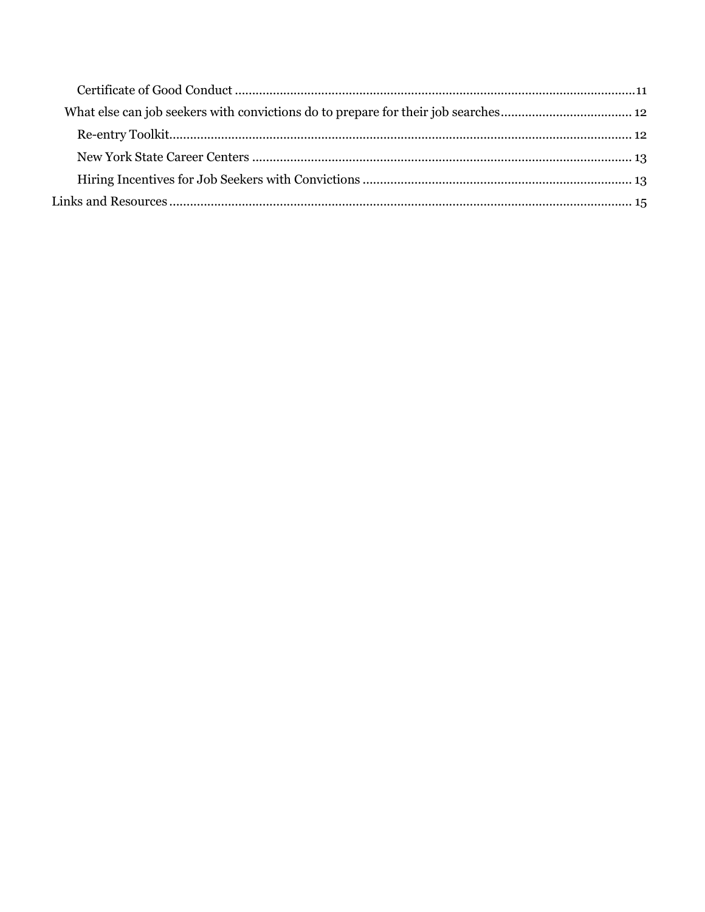- Certificate of Good Conduct ........ 11
- What else can job seekers with convictions do to prepare for their job searches ........ 12
  - Re-entry Toolkit ........ 12
  - New York State Career Centers ........ 13
  - Hiring Incentives for Job Seekers with Convictions ........ 13
- Links and Resources ........ 15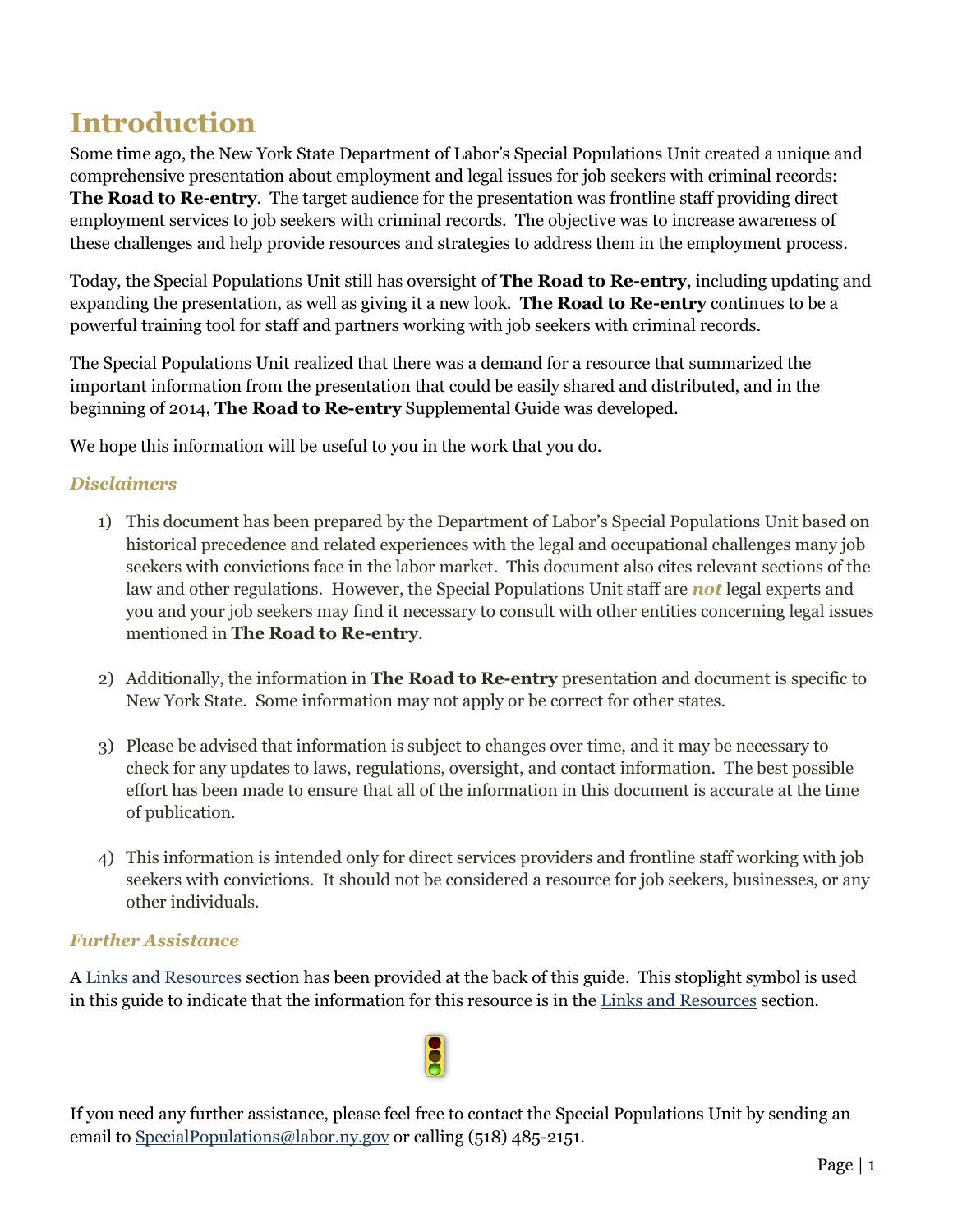# Introduction

Some time ago, the New York State Department of Labor's Special Populations Unit created a unique and comprehensive presentation about employment and legal issues for job seekers with criminal records: **The Road to Re-entry**. The target audience for the presentation was frontline staff providing direct employment services to job seekers with criminal records. The objective was to increase awareness of these challenges and help provide resources and strategies to address them in the employment process.

Today, the Special Populations Unit still has oversight of **The Road to Re-entry**, including updating and expanding the presentation, as well as giving it a new look. **The Road to Re-entry** continues to be a powerful training tool for staff and partners working with job seekers with criminal records.

The Special Populations Unit realized that there was a demand for a resource that summarized the important information from the presentation that could be easily shared and distributed, and in the beginning of 2014, **The Road to Re-entry** Supplemental Guide was developed.

We hope this information will be useful to you in the work that you do.

### *Disclaimers*

1) This document has been prepared by the Department of Labor's Special Populations Unit based on historical precedence and related experiences with the legal and occupational challenges many job seekers with convictions face in the labor market. This document also cites relevant sections of the law and other regulations. However, the Special Populations Unit staff are ***not*** legal experts and you and your job seekers may find it necessary to consult with other entities concerning legal issues mentioned in **The Road to Re-entry**.

2) Additionally, the information in **The Road to Re-entry** presentation and document is specific to New York State. Some information may not apply or be correct for other states.

3) Please be advised that information is subject to changes over time, and it may be necessary to check for any updates to laws, regulations, oversight, and contact information. The best possible effort has been made to ensure that all of the information in this document is accurate at the time of publication.

4) This information is intended only for direct services providers and frontline staff working with job seekers with convictions. It should not be considered a resource for job seekers, businesses, or any other individuals.

### *Further Assistance*

A Links and Resources section has been provided at the back of this guide. This stoplight symbol is used in this guide to indicate that the information for this resource is in the Links and Resources section.

If you need any further assistance, please feel free to contact the Special Populations Unit by sending an email to SpecialPopulations@labor.ny.gov or calling (518) 485-2151.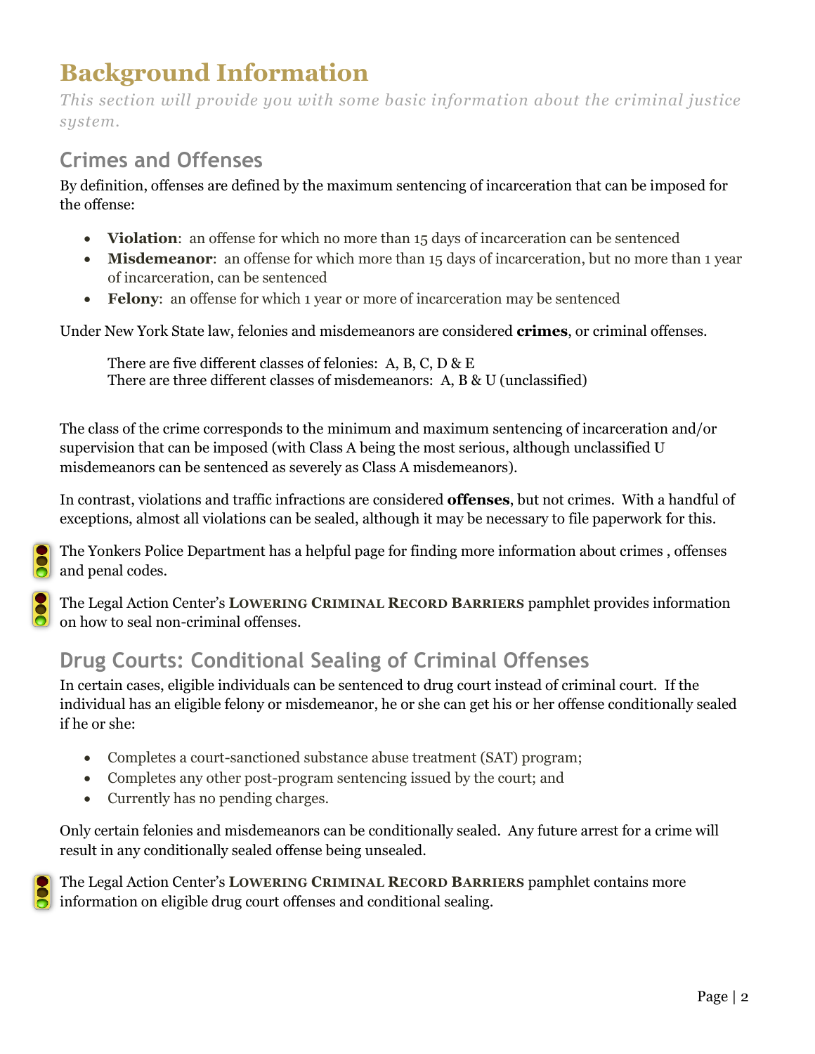# Background Information

*This section will provide you with some basic information about the criminal justice system.*

## Crimes and Offenses

By definition, offenses are defined by the maximum sentencing of incarceration that can be imposed for the offense:

- **Violation**: an offense for which no more than 15 days of incarceration can be sentenced
- **Misdemeanor**: an offense for which more than 15 days of incarceration, but no more than 1 year of incarceration, can be sentenced
- **Felony**: an offense for which 1 year or more of incarceration may be sentenced

Under New York State law, felonies and misdemeanors are considered **crimes**, or criminal offenses.

There are five different classes of felonies: A, B, C, D & E
There are three different classes of misdemeanors: A, B & U (unclassified)

The class of the crime corresponds to the minimum and maximum sentencing of incarceration and/or supervision that can be imposed (with Class A being the most serious, although unclassified U misdemeanors can be sentenced as severely as Class A misdemeanors).

In contrast, violations and traffic infractions are considered **offenses**, but not crimes. With a handful of exceptions, almost all violations can be sealed, although it may be necessary to file paperwork for this.

The Yonkers Police Department has a helpful page for finding more information about crimes , offenses and penal codes.

The Legal Action Center's **LOWERING CRIMINAL RECORD BARRIERS** pamphlet provides information on how to seal non-criminal offenses.

## Drug Courts: Conditional Sealing of Criminal Offenses

In certain cases, eligible individuals can be sentenced to drug court instead of criminal court. If the individual has an eligible felony or misdemeanor, he or she can get his or her offense conditionally sealed if he or she:

- Completes a court-sanctioned substance abuse treatment (SAT) program;
- Completes any other post-program sentencing issued by the court; and
- Currently has no pending charges.

Only certain felonies and misdemeanors can be conditionally sealed. Any future arrest for a crime will result in any conditionally sealed offense being unsealed.

The Legal Action Center's **LOWERING CRIMINAL RECORD BARRIERS** pamphlet contains more information on eligible drug court offenses and conditional sealing.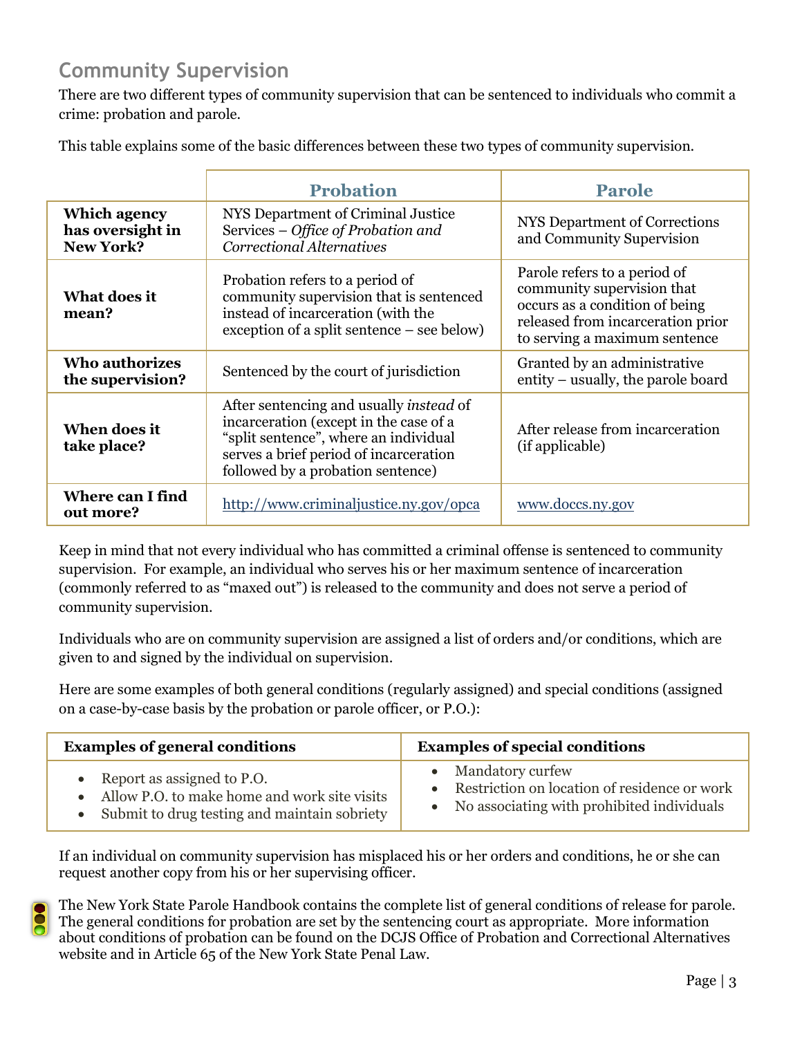## Community Supervision

There are two different types of community supervision that can be sentenced to individuals who commit a crime: probation and parole.

This table explains some of the basic differences between these two types of community supervision.

| | **Probation** | **Parole** |
|---|---|---|
| **Which agency has oversight in New York?** | NYS Department of Criminal Justice Services – *Office of Probation and Correctional Alternatives* | NYS Department of Corrections and Community Supervision |
| **What does it mean?** | Probation refers to a period of community supervision that is sentenced instead of incarceration (with the exception of a split sentence – see below) | Parole refers to a period of community supervision that occurs as a condition of being released from incarceration prior to serving a maximum sentence |
| **Who authorizes the supervision?** | Sentenced by the court of jurisdiction | Granted by an administrative entity – usually, the parole board |
| **When does it take place?** | After sentencing and usually *instead* of incarceration (except in the case of a "split sentence", where an individual serves a brief period of incarceration followed by a probation sentence) | After release from incarceration (if applicable) |
| **Where can I find out more?** | http://www.criminaljustice.ny.gov/opca | www.doccs.ny.gov |

Keep in mind that not every individual who has committed a criminal offense is sentenced to community supervision. For example, an individual who serves his or her maximum sentence of incarceration (commonly referred to as "maxed out") is released to the community and does not serve a period of community supervision.

Individuals who are on community supervision are assigned a list of orders and/or conditions, which are given to and signed by the individual on supervision.

Here are some examples of both general conditions (regularly assigned) and special conditions (assigned on a case-by-case basis by the probation or parole officer, or P.O.):

| **Examples of general conditions** | **Examples of special conditions** |
|---|---|
| • Report as assigned to P.O.<br>• Allow P.O. to make home and work site visits<br>• Submit to drug testing and maintain sobriety | • Mandatory curfew<br>• Restriction on location of residence or work<br>• No associating with prohibited individuals |

If an individual on community supervision has misplaced his or her orders and conditions, he or she can request another copy from his or her supervising officer.

The New York State Parole Handbook contains the complete list of general conditions of release for parole. The general conditions for probation are set by the sentencing court as appropriate. More information about conditions of probation can be found on the DCJS Office of Probation and Correctional Alternatives website and in Article 65 of the New York State Penal Law.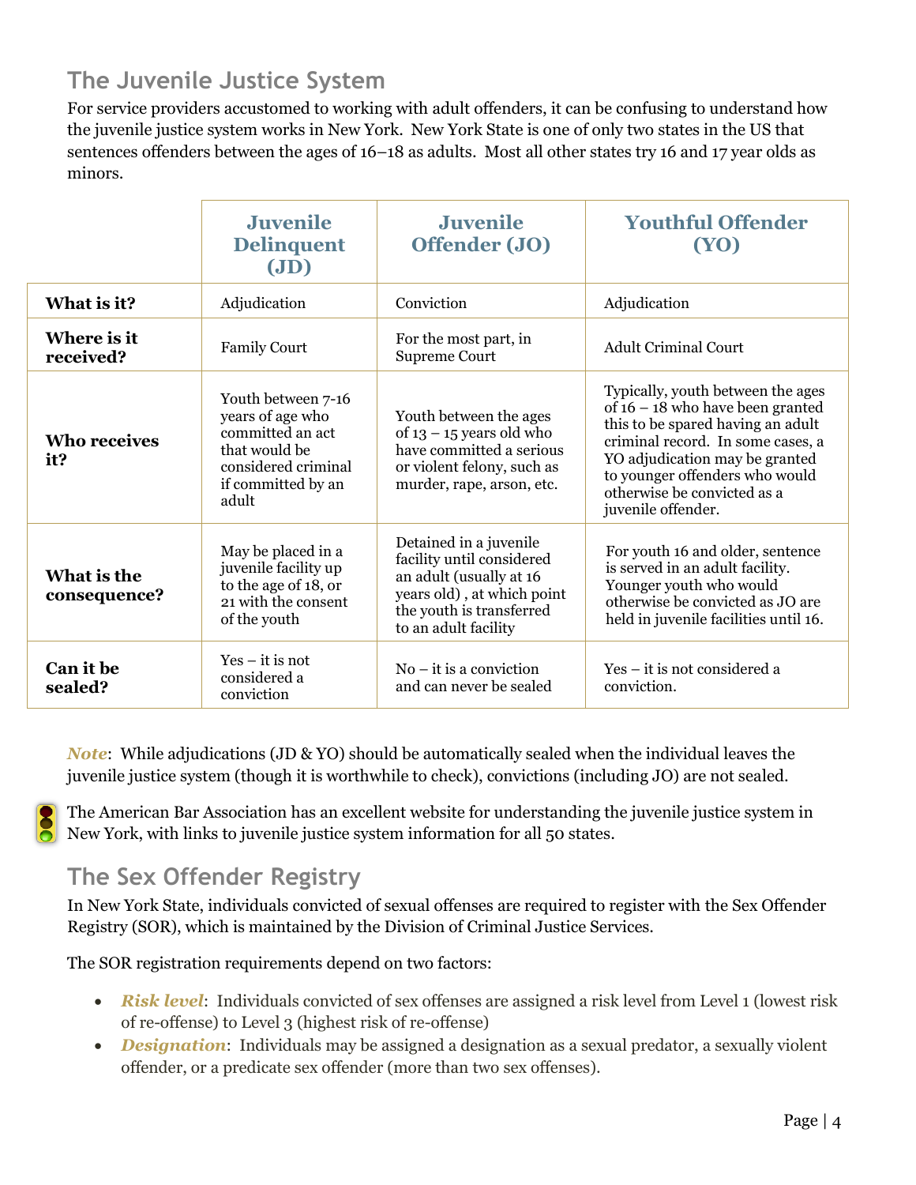## The Juvenile Justice System

For service providers accustomed to working with adult offenders, it can be confusing to understand how the juvenile justice system works in New York. New York State is one of only two states in the US that sentences offenders between the ages of 16–18 as adults. Most all other states try 16 and 17 year olds as minors.

| | Juvenile Delinquent (JD) | Juvenile Offender (JO) | Youthful Offender (YO) |
|---|---|---|---|
| **What is it?** | Adjudication | Conviction | Adjudication |
| **Where is it received?** | Family Court | For the most part, in Supreme Court | Adult Criminal Court |
| **Who receives it?** | Youth between 7-16 years of age who committed an act that would be considered criminal if committed by an adult | Youth between the ages of 13 – 15 years old who have committed a serious or violent felony, such as murder, rape, arson, etc. | Typically, youth between the ages of 16 – 18 who have been granted this to be spared having an adult criminal record. In some cases, a YO adjudication may be granted to younger offenders who would otherwise be convicted as a juvenile offender. |
| **What is the consequence?** | May be placed in a juvenile facility up to the age of 18, or 21 with the consent of the youth | Detained in a juvenile facility until considered an adult (usually at 16 years old) , at which point the youth is transferred to an adult facility | For youth 16 and older, sentence is served in an adult facility. Younger youth who would otherwise be convicted as JO are held in juvenile facilities until 16. |
| **Can it be sealed?** | Yes – it is not considered a conviction | No – it is a conviction and can never be sealed | Yes – it is not considered a conviction. |

***Note***: While adjudications (JD & YO) should be automatically sealed when the individual leaves the juvenile justice system (though it is worthwhile to check), convictions (including JO) are not sealed.

The American Bar Association has an excellent website for understanding the juvenile justice system in New York, with links to juvenile justice system information for all 50 states.

## The Sex Offender Registry

In New York State, individuals convicted of sexual offenses are required to register with the Sex Offender Registry (SOR), which is maintained by the Division of Criminal Justice Services.

The SOR registration requirements depend on two factors:

- ***Risk level***: Individuals convicted of sex offenses are assigned a risk level from Level 1 (lowest risk of re-offense) to Level 3 (highest risk of re-offense)
- ***Designation***: Individuals may be assigned a designation as a sexual predator, a sexually violent offender, or a predicate sex offender (more than two sex offenses).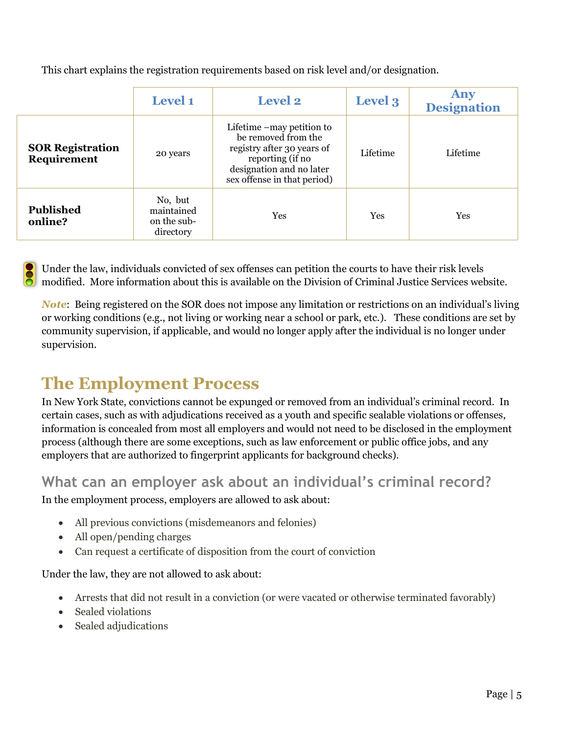This chart explains the registration requirements based on risk level and/or designation.

| | Level 1 | Level 2 | Level 3 | Any Designation |
|---|---|---|---|---|
| **SOR Registration Requirement** | 20 years | Lifetime –may petition to be removed from the registry after 30 years of reporting (if no designation and no later sex offense in that period) | Lifetime | Lifetime |
| **Published online?** | No, but maintained on the sub-directory | Yes | Yes | Yes |

Under the law, individuals convicted of sex offenses can petition the courts to have their risk levels modified. More information about this is available on the Division of Criminal Justice Services website.

***Note***: Being registered on the SOR does not impose any limitation or restrictions on an individual's living or working conditions (e.g., not living or working near a school or park, etc.). These conditions are set by community supervision, if applicable, and would no longer apply after the individual is no longer under supervision.

# The Employment Process

In New York State, convictions cannot be expunged or removed from an individual's criminal record. In certain cases, such as with adjudications received as a youth and specific sealable violations or offenses, information is concealed from most all employers and would not need to be disclosed in the employment process (although there are some exceptions, such as law enforcement or public office jobs, and any employers that are authorized to fingerprint applicants for background checks).

## What can an employer ask about an individual's criminal record?

In the employment process, employers are allowed to ask about:

- All previous convictions (misdemeanors and felonies)
- All open/pending charges
- Can request a certificate of disposition from the court of conviction

Under the law, they are not allowed to ask about:

- Arrests that did not result in a conviction (or were vacated or otherwise terminated favorably)
- Sealed violations
- Sealed adjudications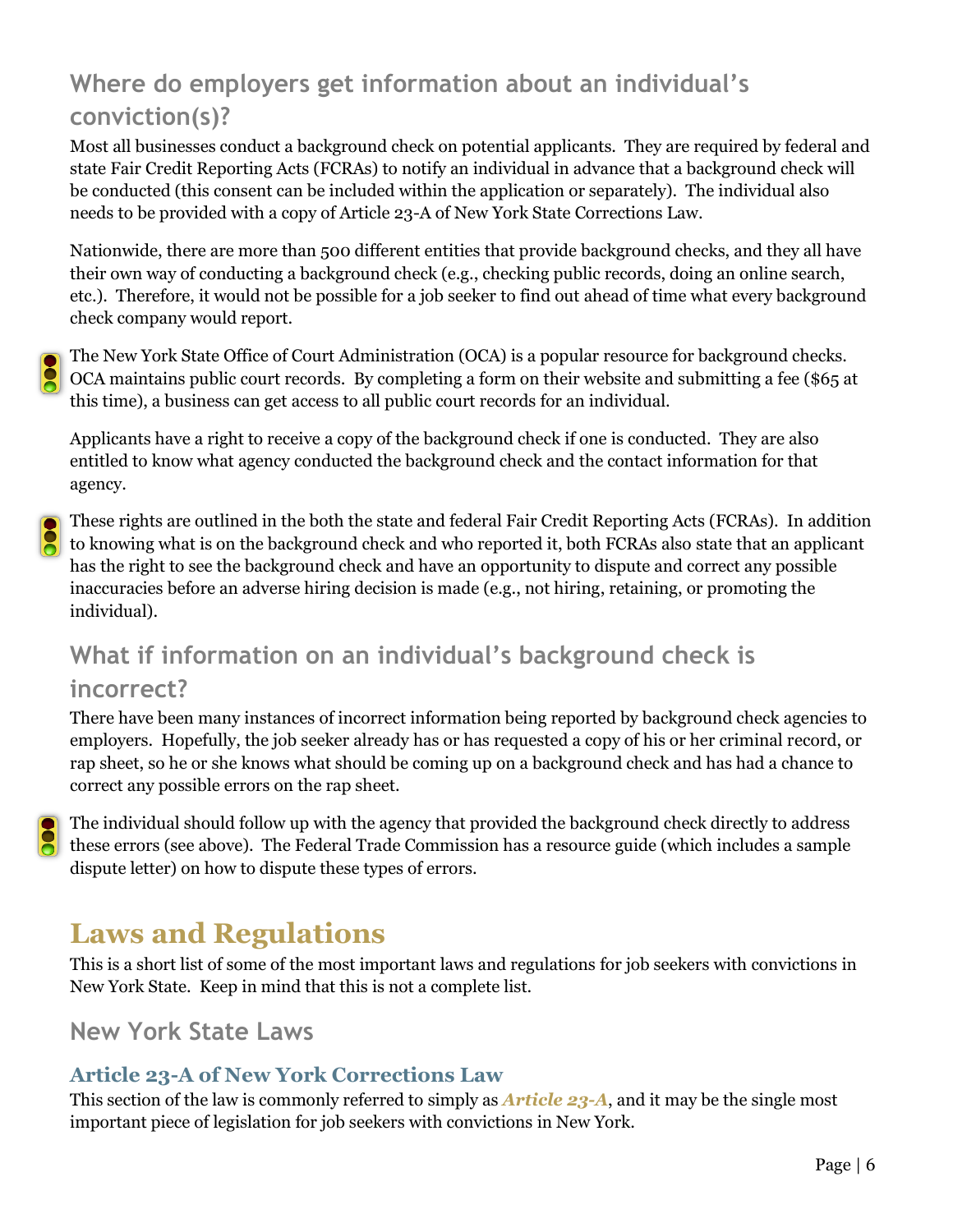## Where do employers get information about an individual's conviction(s)?

Most all businesses conduct a background check on potential applicants. They are required by federal and state Fair Credit Reporting Acts (FCRAs) to notify an individual in advance that a background check will be conducted (this consent can be included within the application or separately). The individual also needs to be provided with a copy of Article 23-A of New York State Corrections Law.

Nationwide, there are more than 500 different entities that provide background checks, and they all have their own way of conducting a background check (e.g., checking public records, doing an online search, etc.). Therefore, it would not be possible for a job seeker to find out ahead of time what every background check company would report.

The New York State Office of Court Administration (OCA) is a popular resource for background checks. OCA maintains public court records. By completing a form on their website and submitting a fee ($65 at this time), a business can get access to all public court records for an individual.

Applicants have a right to receive a copy of the background check if one is conducted. They are also entitled to know what agency conducted the background check and the contact information for that agency.

These rights are outlined in the both the state and federal Fair Credit Reporting Acts (FCRAs). In addition to knowing what is on the background check and who reported it, both FCRAs also state that an applicant has the right to see the background check and have an opportunity to dispute and correct any possible inaccuracies before an adverse hiring decision is made (e.g., not hiring, retaining, or promoting the individual).

## What if information on an individual's background check is incorrect?

There have been many instances of incorrect information being reported by background check agencies to employers. Hopefully, the job seeker already has or has requested a copy of his or her criminal record, or rap sheet, so he or she knows what should be coming up on a background check and has had a chance to correct any possible errors on the rap sheet.

The individual should follow up with the agency that provided the background check directly to address these errors (see above). The Federal Trade Commission has a resource guide (which includes a sample dispute letter) on how to dispute these types of errors.

# Laws and Regulations

This is a short list of some of the most important laws and regulations for job seekers with convictions in New York State. Keep in mind that this is not a complete list.

## New York State Laws

### Article 23-A of New York Corrections Law

This section of the law is commonly referred to simply as ***Article 23-A***, and it may be the single most important piece of legislation for job seekers with convictions in New York.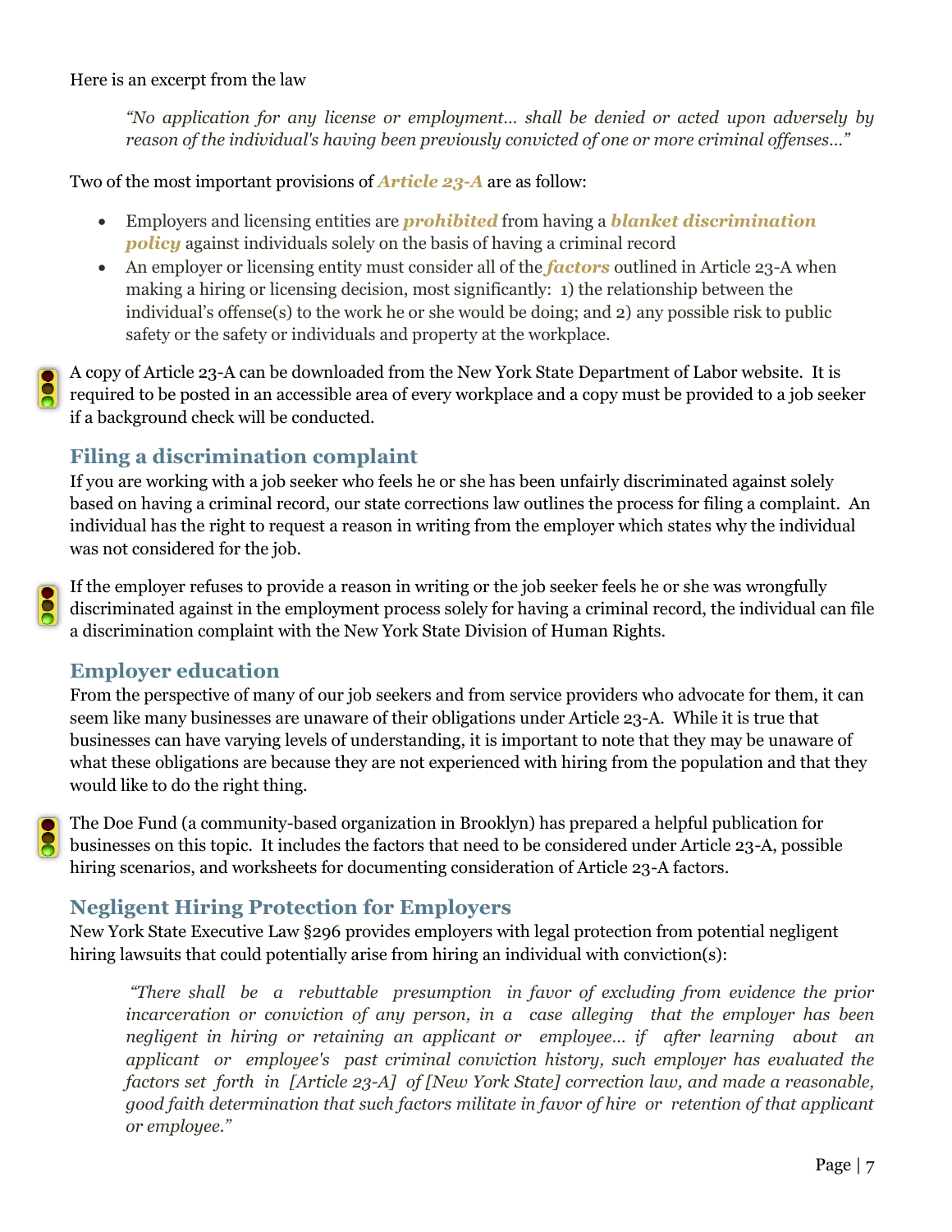Here is an excerpt from the law

> *"No application for any license or employment… shall be denied or acted upon adversely by reason of the individual's having been previously convicted of one or more criminal offenses…"*

Two of the most important provisions of ***Article 23-A*** are as follow:

- Employers and licensing entities are ***prohibited*** from having a ***blanket discrimination policy*** against individuals solely on the basis of having a criminal record
- An employer or licensing entity must consider all of the ***factors*** outlined in Article 23-A when making a hiring or licensing decision, most significantly: 1) the relationship between the individual's offense(s) to the work he or she would be doing; and 2) any possible risk to public safety or the safety or individuals and property at the workplace.

A copy of Article 23-A can be downloaded from the New York State Department of Labor website. It is required to be posted in an accessible area of every workplace and a copy must be provided to a job seeker if a background check will be conducted.

## Filing a discrimination complaint

If you are working with a job seeker who feels he or she has been unfairly discriminated against solely based on having a criminal record, our state corrections law outlines the process for filing a complaint. An individual has the right to request a reason in writing from the employer which states why the individual was not considered for the job.

If the employer refuses to provide a reason in writing or the job seeker feels he or she was wrongfully discriminated against in the employment process solely for having a criminal record, the individual can file a discrimination complaint with the New York State Division of Human Rights.

## Employer education

From the perspective of many of our job seekers and from service providers who advocate for them, it can seem like many businesses are unaware of their obligations under Article 23-A. While it is true that businesses can have varying levels of understanding, it is important to note that they may be unaware of what these obligations are because they are not experienced with hiring from the population and that they would like to do the right thing.

The Doe Fund (a community-based organization in Brooklyn) has prepared a helpful publication for businesses on this topic. It includes the factors that need to be considered under Article 23-A, possible hiring scenarios, and worksheets for documenting consideration of Article 23-A factors.

## Negligent Hiring Protection for Employers

New York State Executive Law §296 provides employers with legal protection from potential negligent hiring lawsuits that could potentially arise from hiring an individual with conviction(s):

> *"There shall be a rebuttable presumption in favor of excluding from evidence the prior incarceration or conviction of any person, in a case alleging that the employer has been negligent in hiring or retaining an applicant or employee… if after learning about an applicant or employee's past criminal conviction history, such employer has evaluated the factors set forth in [Article 23-A] of [New York State] correction law, and made a reasonable, good faith determination that such factors militate in favor of hire or retention of that applicant or employee."*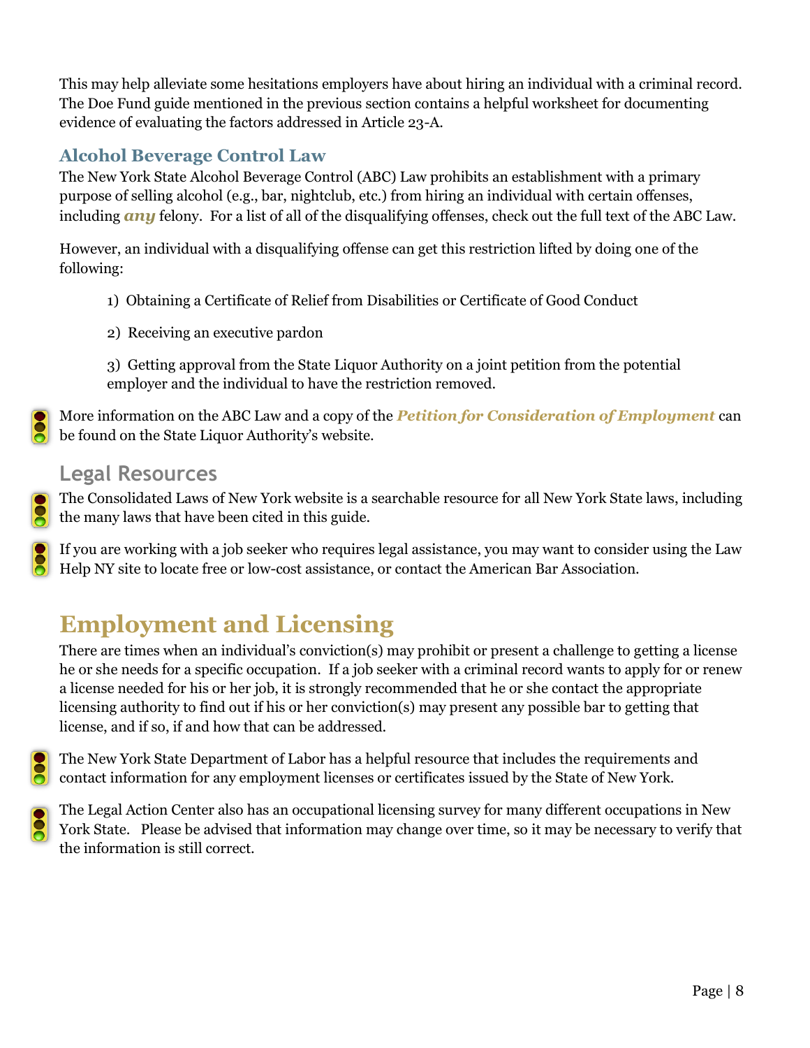This may help alleviate some hesitations employers have about hiring an individual with a criminal record. The Doe Fund guide mentioned in the previous section contains a helpful worksheet for documenting evidence of evaluating the factors addressed in Article 23-A.

### Alcohol Beverage Control Law

The New York State Alcohol Beverage Control (ABC) Law prohibits an establishment with a primary purpose of selling alcohol (e.g., bar, nightclub, etc.) from hiring an individual with certain offenses, including ***any*** felony. For a list of all of the disqualifying offenses, check out the full text of the ABC Law.

However, an individual with a disqualifying offense can get this restriction lifted by doing one of the following:

1) Obtaining a Certificate of Relief from Disabilities or Certificate of Good Conduct

2) Receiving an executive pardon

3) Getting approval from the State Liquor Authority on a joint petition from the potential employer and the individual to have the restriction removed.

More information on the ABC Law and a copy of the ***Petition for Consideration of Employment*** can be found on the State Liquor Authority's website.

### Legal Resources

The Consolidated Laws of New York website is a searchable resource for all New York State laws, including the many laws that have been cited in this guide.

If you are working with a job seeker who requires legal assistance, you may want to consider using the Law Help NY site to locate free or low-cost assistance, or contact the American Bar Association.

## Employment and Licensing

There are times when an individual's conviction(s) may prohibit or present a challenge to getting a license he or she needs for a specific occupation. If a job seeker with a criminal record wants to apply for or renew a license needed for his or her job, it is strongly recommended that he or she contact the appropriate licensing authority to find out if his or her conviction(s) may present any possible bar to getting that license, and if so, if and how that can be addressed.

The New York State Department of Labor has a helpful resource that includes the requirements and contact information for any employment licenses or certificates issued by the State of New York.

The Legal Action Center also has an occupational licensing survey for many different occupations in New York State. Please be advised that information may change over time, so it may be necessary to verify that the information is still correct.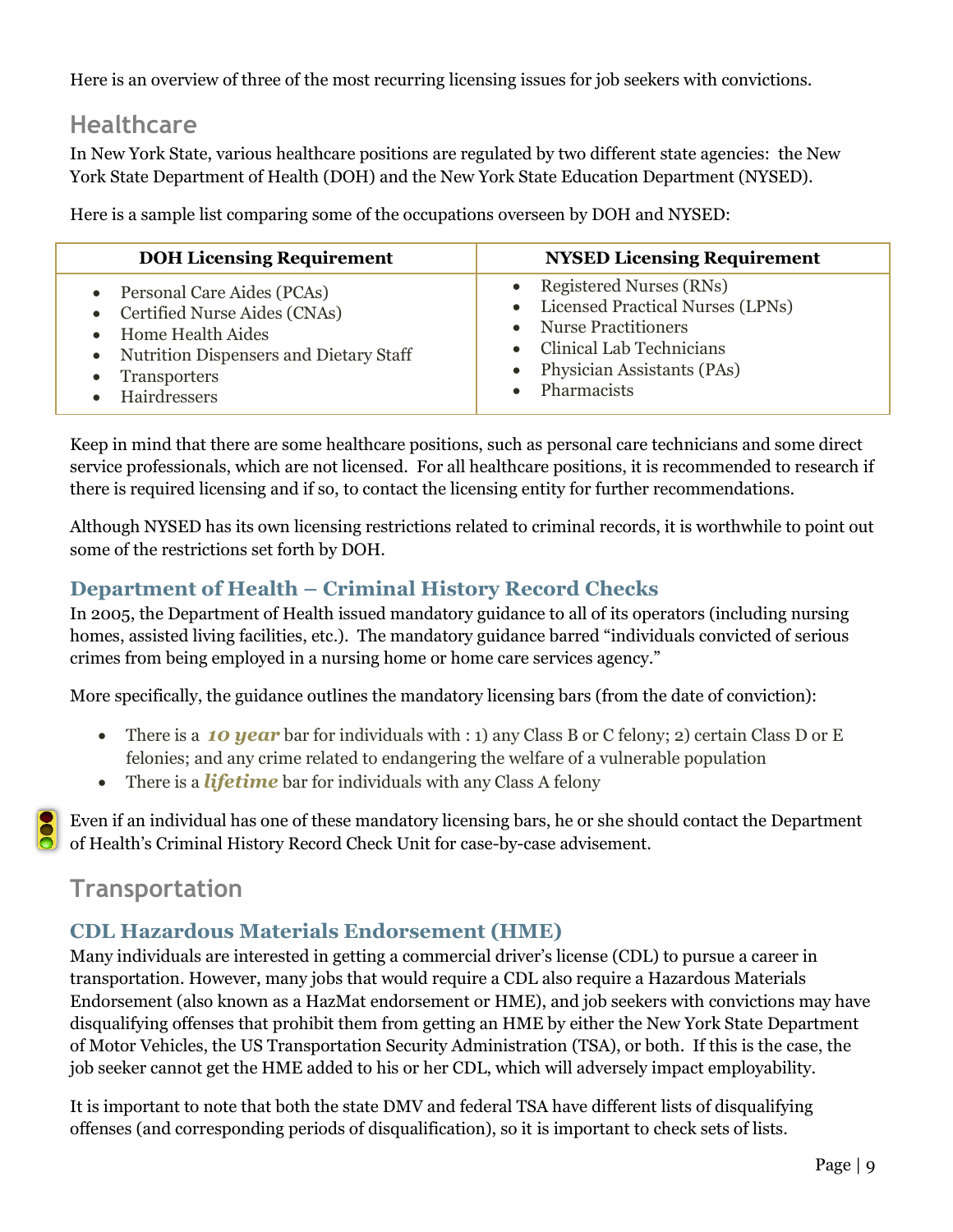Here is an overview of three of the most recurring licensing issues for job seekers with convictions.

## Healthcare

In New York State, various healthcare positions are regulated by two different state agencies: the New York State Department of Health (DOH) and the New York State Education Department (NYSED).

Here is a sample list comparing some of the occupations overseen by DOH and NYSED:

| DOH Licensing Requirement | NYSED Licensing Requirement |
|---|---|
| • Personal Care Aides (PCAs)<br>• Certified Nurse Aides (CNAs)<br>• Home Health Aides<br>• Nutrition Dispensers and Dietary Staff<br>• Transporters<br>• Hairdressers | • Registered Nurses (RNs)<br>• Licensed Practical Nurses (LPNs)<br>• Nurse Practitioners<br>• Clinical Lab Technicians<br>• Physician Assistants (PAs)<br>• Pharmacists |

Keep in mind that there are some healthcare positions, such as personal care technicians and some direct service professionals, which are not licensed. For all healthcare positions, it is recommended to research if there is required licensing and if so, to contact the licensing entity for further recommendations.

Although NYSED has its own licensing restrictions related to criminal records, it is worthwhile to point out some of the restrictions set forth by DOH.

### Department of Health – Criminal History Record Checks

In 2005, the Department of Health issued mandatory guidance to all of its operators (including nursing homes, assisted living facilities, etc.). The mandatory guidance barred "individuals convicted of serious crimes from being employed in a nursing home or home care services agency."

More specifically, the guidance outlines the mandatory licensing bars (from the date of conviction):

- There is a ***10 year*** bar for individuals with : 1) any Class B or C felony; 2) certain Class D or E felonies; and any crime related to endangering the welfare of a vulnerable population
- There is a ***lifetime*** bar for individuals with any Class A felony

Even if an individual has one of these mandatory licensing bars, he or she should contact the Department of Health's Criminal History Record Check Unit for case-by-case advisement.

## Transportation

### CDL Hazardous Materials Endorsement (HME)

Many individuals are interested in getting a commercial driver's license (CDL) to pursue a career in transportation. However, many jobs that would require a CDL also require a Hazardous Materials Endorsement (also known as a HazMat endorsement or HME), and job seekers with convictions may have disqualifying offenses that prohibit them from getting an HME by either the New York State Department of Motor Vehicles, the US Transportation Security Administration (TSA), or both. If this is the case, the job seeker cannot get the HME added to his or her CDL, which will adversely impact employability.

It is important to note that both the state DMV and federal TSA have different lists of disqualifying offenses (and corresponding periods of disqualification), so it is important to check sets of lists.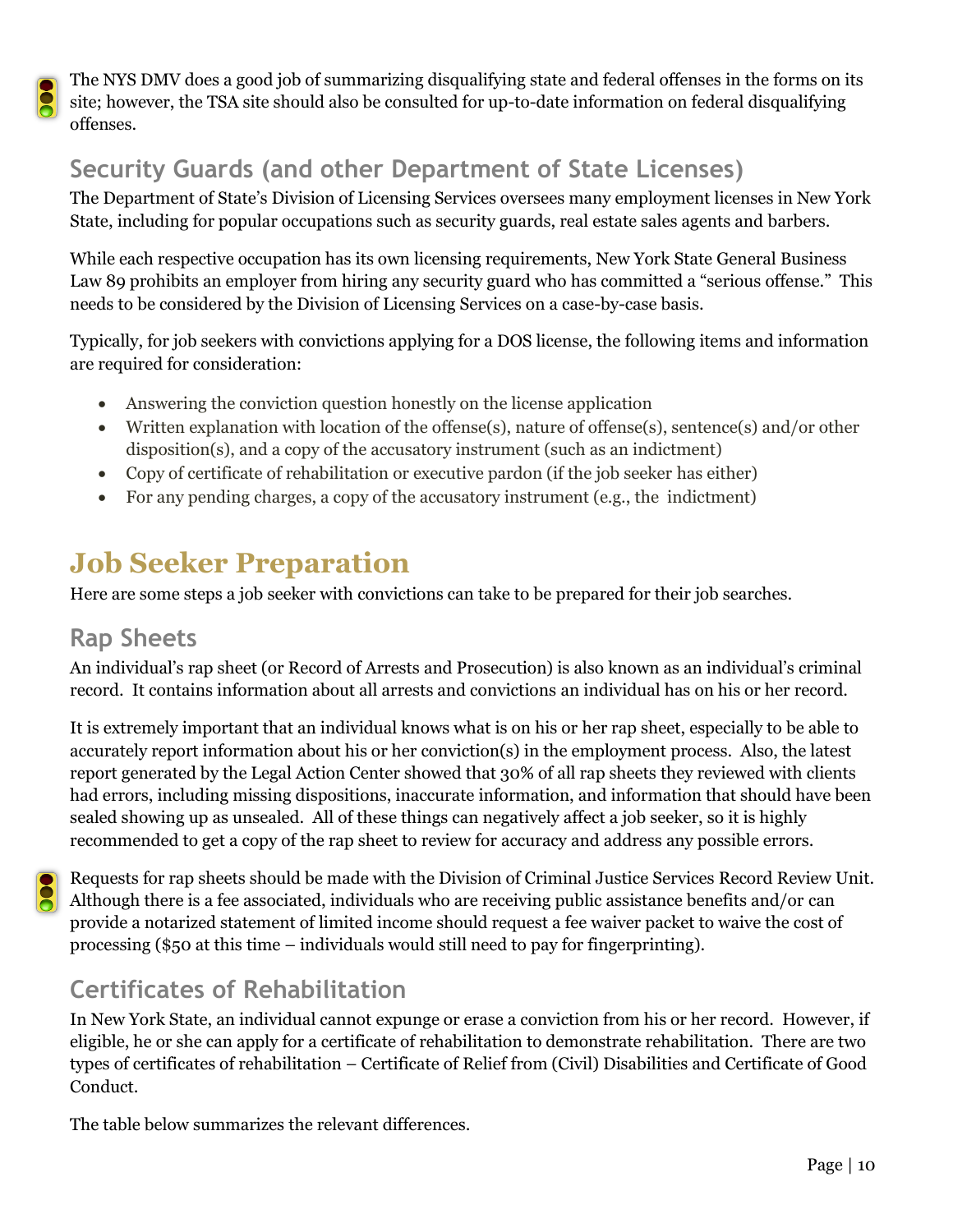The NYS DMV does a good job of summarizing disqualifying state and federal offenses in the forms on its site; however, the TSA site should also be consulted for up-to-date information on federal disqualifying offenses.

## Security Guards (and other Department of State Licenses)

The Department of State's Division of Licensing Services oversees many employment licenses in New York State, including for popular occupations such as security guards, real estate sales agents and barbers.

While each respective occupation has its own licensing requirements, New York State General Business Law 89 prohibits an employer from hiring any security guard who has committed a "serious offense." This needs to be considered by the Division of Licensing Services on a case-by-case basis.

Typically, for job seekers with convictions applying for a DOS license, the following items and information are required for consideration:

- Answering the conviction question honestly on the license application
- Written explanation with location of the offense(s), nature of offense(s), sentence(s) and/or other disposition(s), and a copy of the accusatory instrument (such as an indictment)
- Copy of certificate of rehabilitation or executive pardon (if the job seeker has either)
- For any pending charges, a copy of the accusatory instrument (e.g., the indictment)

# Job Seeker Preparation

Here are some steps a job seeker with convictions can take to be prepared for their job searches.

## Rap Sheets

An individual's rap sheet (or Record of Arrests and Prosecution) is also known as an individual's criminal record. It contains information about all arrests and convictions an individual has on his or her record.

It is extremely important that an individual knows what is on his or her rap sheet, especially to be able to accurately report information about his or her conviction(s) in the employment process. Also, the latest report generated by the Legal Action Center showed that 30% of all rap sheets they reviewed with clients had errors, including missing dispositions, inaccurate information, and information that should have been sealed showing up as unsealed. All of these things can negatively affect a job seeker, so it is highly recommended to get a copy of the rap sheet to review for accuracy and address any possible errors.

Requests for rap sheets should be made with the Division of Criminal Justice Services Record Review Unit. Although there is a fee associated, individuals who are receiving public assistance benefits and/or can provide a notarized statement of limited income should request a fee waiver packet to waive the cost of processing ($50 at this time – individuals would still need to pay for fingerprinting).

## Certificates of Rehabilitation

In New York State, an individual cannot expunge or erase a conviction from his or her record. However, if eligible, he or she can apply for a certificate of rehabilitation to demonstrate rehabilitation. There are two types of certificates of rehabilitation – Certificate of Relief from (Civil) Disabilities and Certificate of Good Conduct.

The table below summarizes the relevant differences.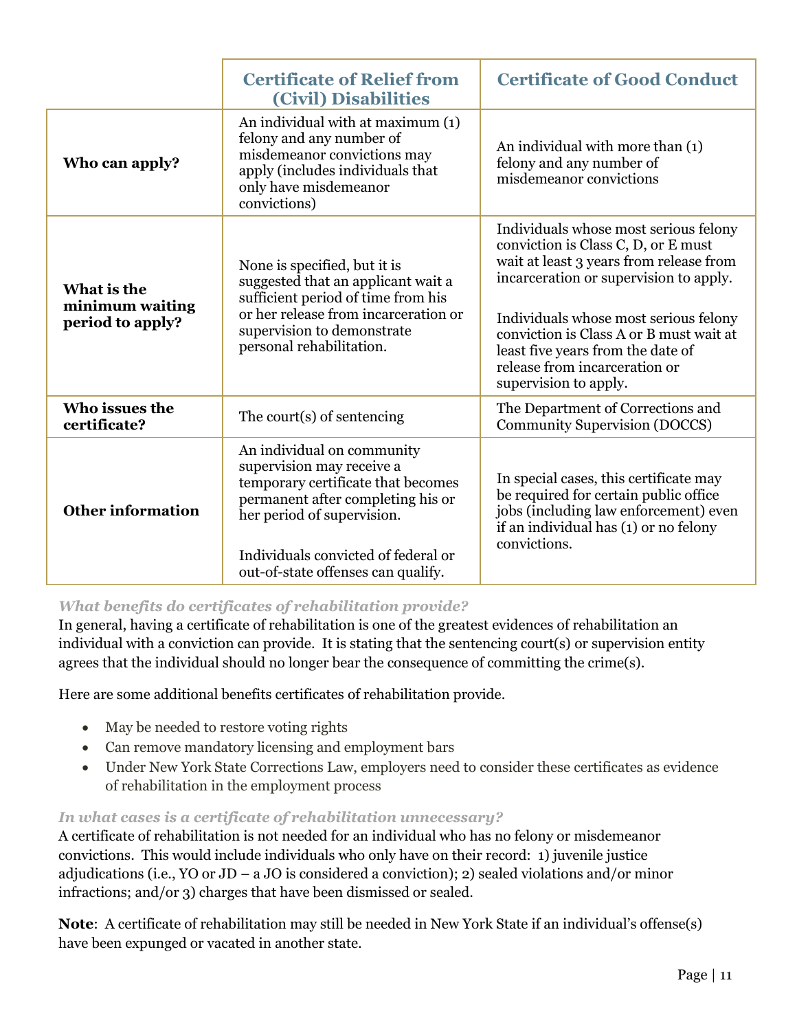| | Certificate of Relief from (Civil) Disabilities | Certificate of Good Conduct |
|---|---|---|
| **Who can apply?** | An individual with at maximum (1) felony and any number of misdemeanor convictions may apply (includes individuals that only have misdemeanor convictions) | An individual with more than (1) felony and any number of misdemeanor convictions |
| **What is the minimum waiting period to apply?** | None is specified, but it is suggested that an applicant wait a sufficient period of time from his or her release from incarceration or supervision to demonstrate personal rehabilitation. | Individuals whose most serious felony conviction is Class C, D, or E must wait at least 3 years from release from incarceration or supervision to apply.<br><br>Individuals whose most serious felony conviction is Class A or B must wait at least five years from the date of release from incarceration or supervision to apply. |
| **Who issues the certificate?** | The court(s) of sentencing | The Department of Corrections and Community Supervision (DOCCS) |
| **Other information** | An individual on community supervision may receive a temporary certificate that becomes permanent after completing his or her period of supervision.<br><br>Individuals convicted of federal or out-of-state offenses can qualify. | In special cases, this certificate may be required for certain public office jobs (including law enforcement) even if an individual has (1) or no felony convictions. |

### *What benefits do certificates of rehabilitation provide?*

In general, having a certificate of rehabilitation is one of the greatest evidences of rehabilitation an individual with a conviction can provide. It is stating that the sentencing court(s) or supervision entity agrees that the individual should no longer bear the consequence of committing the crime(s).

Here are some additional benefits certificates of rehabilitation provide.

- May be needed to restore voting rights
- Can remove mandatory licensing and employment bars
- Under New York State Corrections Law, employers need to consider these certificates as evidence of rehabilitation in the employment process

### *In what cases is a certificate of rehabilitation unnecessary?*

A certificate of rehabilitation is not needed for an individual who has no felony or misdemeanor convictions. This would include individuals who only have on their record: 1) juvenile justice adjudications (i.e., YO or JD – a JO is considered a conviction); 2) sealed violations and/or minor infractions; and/or 3) charges that have been dismissed or sealed.

**Note**: A certificate of rehabilitation may still be needed in New York State if an individual's offense(s) have been expunged or vacated in another state.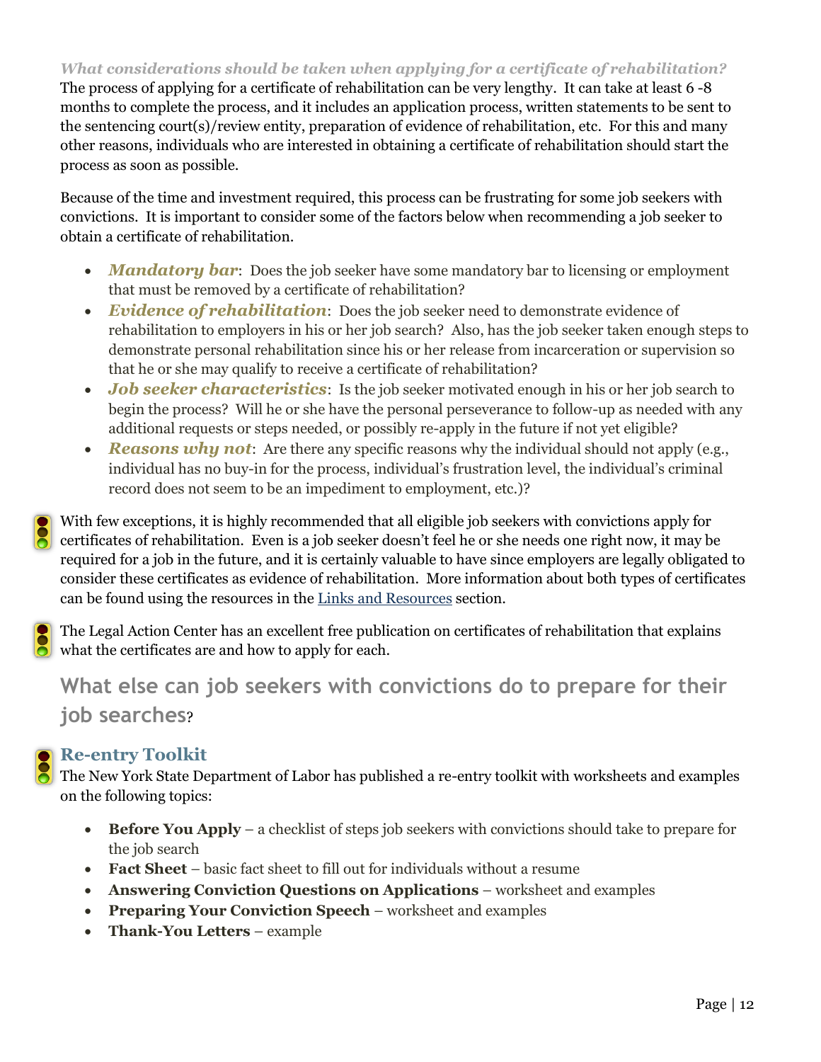*What considerations should be taken when applying for a certificate of rehabilitation?*

The process of applying for a certificate of rehabilitation can be very lengthy. It can take at least 6 -8 months to complete the process, and it includes an application process, written statements to be sent to the sentencing court(s)/review entity, preparation of evidence of rehabilitation, etc. For this and many other reasons, individuals who are interested in obtaining a certificate of rehabilitation should start the process as soon as possible.

Because of the time and investment required, this process can be frustrating for some job seekers with convictions. It is important to consider some of the factors below when recommending a job seeker to obtain a certificate of rehabilitation.

- ***Mandatory bar***: Does the job seeker have some mandatory bar to licensing or employment that must be removed by a certificate of rehabilitation?
- ***Evidence of rehabilitation***: Does the job seeker need to demonstrate evidence of rehabilitation to employers in his or her job search? Also, has the job seeker taken enough steps to demonstrate personal rehabilitation since his or her release from incarceration or supervision so that he or she may qualify to receive a certificate of rehabilitation?
- ***Job seeker characteristics***: Is the job seeker motivated enough in his or her job search to begin the process? Will he or she have the personal perseverance to follow-up as needed with any additional requests or steps needed, or possibly re-apply in the future if not yet eligible?
- ***Reasons why not***: Are there any specific reasons why the individual should not apply (e.g., individual has no buy-in for the process, individual's frustration level, the individual's criminal record does not seem to be an impediment to employment, etc.)?

With few exceptions, it is highly recommended that all eligible job seekers with convictions apply for certificates of rehabilitation. Even is a job seeker doesn't feel he or she needs one right now, it may be required for a job in the future, and it is certainly valuable to have since employers are legally obligated to consider these certificates as evidence of rehabilitation. More information about both types of certificates can be found using the resources in the Links and Resources section.

The Legal Action Center has an excellent free publication on certificates of rehabilitation that explains what the certificates are and how to apply for each.

## What else can job seekers with convictions do to prepare for their job searches?

### Re-entry Toolkit

The New York State Department of Labor has published a re-entry toolkit with worksheets and examples on the following topics:

- **Before You Apply** – a checklist of steps job seekers with convictions should take to prepare for the job search
- **Fact Sheet** – basic fact sheet to fill out for individuals without a resume
- **Answering Conviction Questions on Applications** – worksheet and examples
- **Preparing Your Conviction Speech** – worksheet and examples
- **Thank-You Letters** – example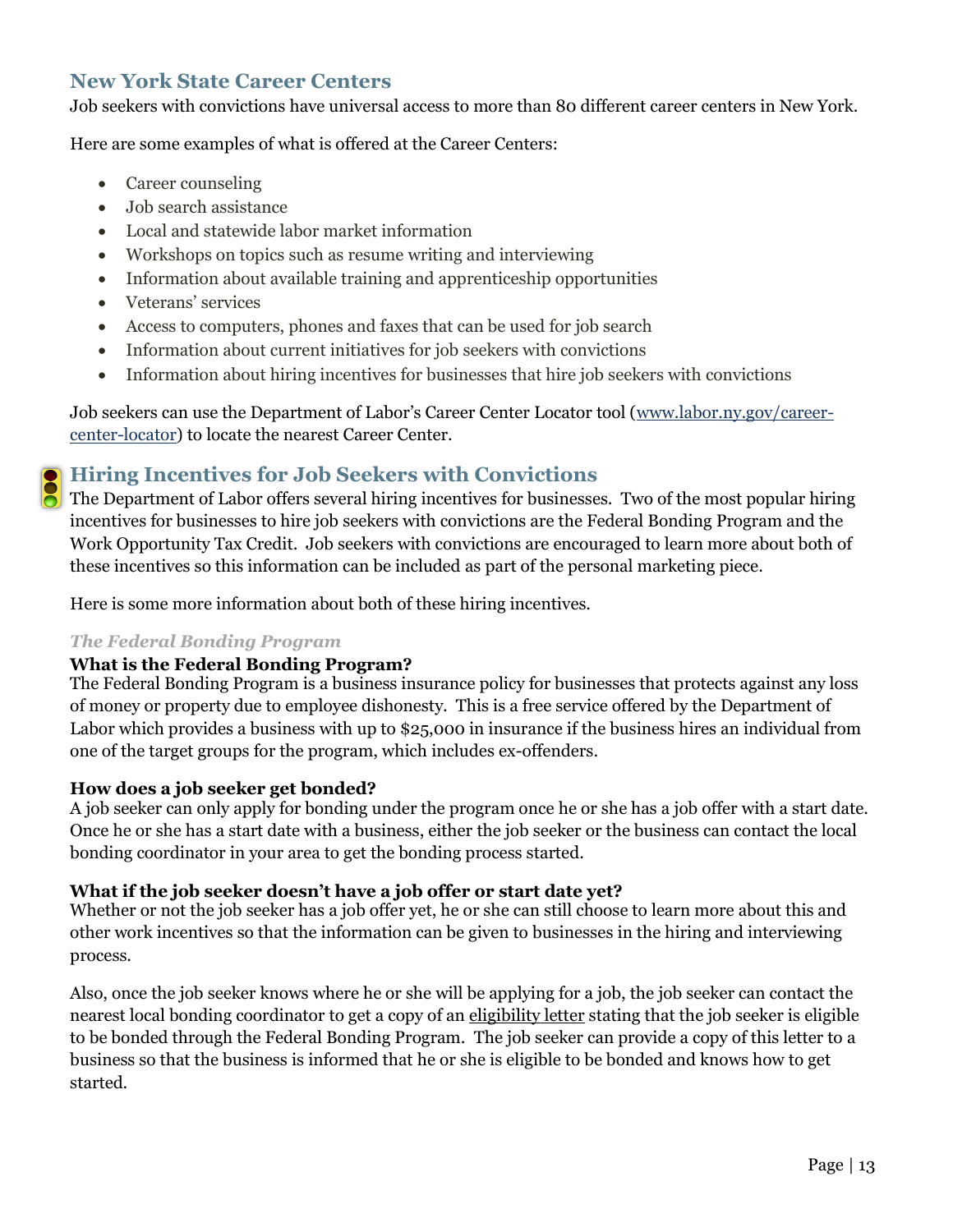## New York State Career Centers

Job seekers with convictions have universal access to more than 80 different career centers in New York.

Here are some examples of what is offered at the Career Centers:

- Career counseling
- Job search assistance
- Local and statewide labor market information
- Workshops on topics such as resume writing and interviewing
- Information about available training and apprenticeship opportunities
- Veterans' services
- Access to computers, phones and faxes that can be used for job search
- Information about current initiatives for job seekers with convictions
- Information about hiring incentives for businesses that hire job seekers with convictions

Job seekers can use the Department of Labor's Career Center Locator tool (www.labor.ny.gov/career-center-locator) to locate the nearest Career Center.

## Hiring Incentives for Job Seekers with Convictions

The Department of Labor offers several hiring incentives for businesses. Two of the most popular hiring incentives for businesses to hire job seekers with convictions are the Federal Bonding Program and the Work Opportunity Tax Credit. Job seekers with convictions are encouraged to learn more about both of these incentives so this information can be included as part of the personal marketing piece.

Here is some more information about both of these hiring incentives.

### *The Federal Bonding Program*

**What is the Federal Bonding Program?**

The Federal Bonding Program is a business insurance policy for businesses that protects against any loss of money or property due to employee dishonesty. This is a free service offered by the Department of Labor which provides a business with up to $25,000 in insurance if the business hires an individual from one of the target groups for the program, which includes ex-offenders.

**How does a job seeker get bonded?**

A job seeker can only apply for bonding under the program once he or she has a job offer with a start date. Once he or she has a start date with a business, either the job seeker or the business can contact the local bonding coordinator in your area to get the bonding process started.

**What if the job seeker doesn't have a job offer or start date yet?**

Whether or not the job seeker has a job offer yet, he or she can still choose to learn more about this and other work incentives so that the information can be given to businesses in the hiring and interviewing process.

Also, once the job seeker knows where he or she will be applying for a job, the job seeker can contact the nearest local bonding coordinator to get a copy of an eligibility letter stating that the job seeker is eligible to be bonded through the Federal Bonding Program. The job seeker can provide a copy of this letter to a business so that the business is informed that he or she is eligible to be bonded and knows how to get started.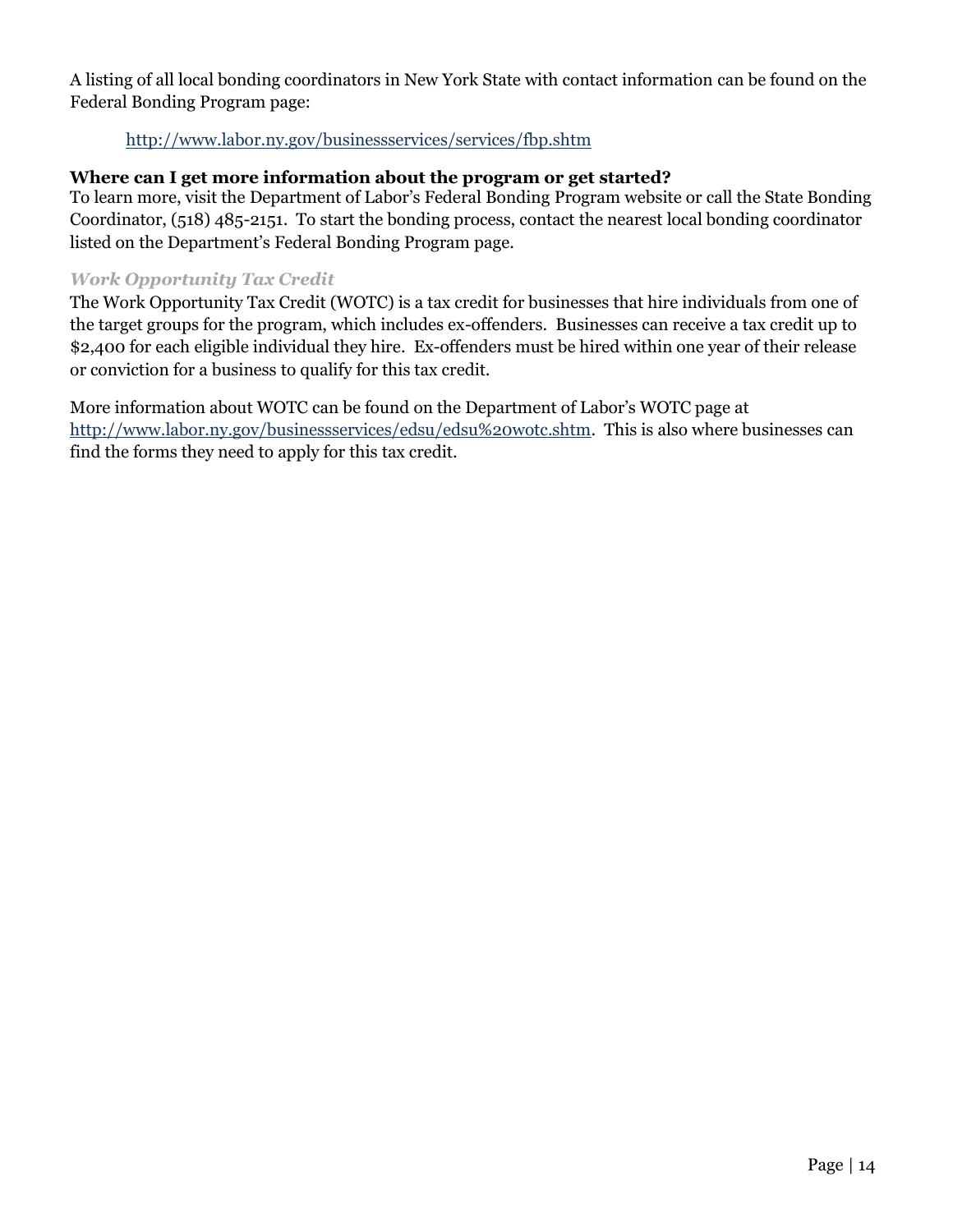A listing of all local bonding coordinators in New York State with contact information can be found on the Federal Bonding Program page:

http://www.labor.ny.gov/businessservices/services/fbp.shtm

**Where can I get more information about the program or get started?**

To learn more, visit the Department of Labor's Federal Bonding Program website or call the State Bonding Coordinator, (518) 485-2151. To start the bonding process, contact the nearest local bonding coordinator listed on the Department's Federal Bonding Program page.

### *Work Opportunity Tax Credit*

The Work Opportunity Tax Credit (WOTC) is a tax credit for businesses that hire individuals from one of the target groups for the program, which includes ex-offenders. Businesses can receive a tax credit up to $2,400 for each eligible individual they hire. Ex-offenders must be hired within one year of their release or conviction for a business to qualify for this tax credit.

More information about WOTC can be found on the Department of Labor's WOTC page at http://www.labor.ny.gov/businessservices/edsu/edsu%20wotc.shtm. This is also where businesses can find the forms they need to apply for this tax credit.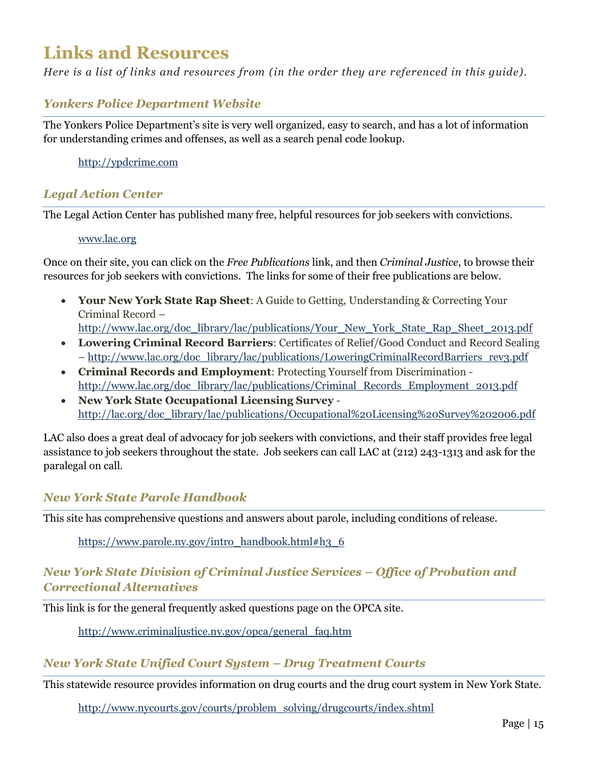# Links and Resources

*Here is a list of links and resources from (in the order they are referenced in this guide).*

### *Yonkers Police Department Website*

The Yonkers Police Department's site is very well organized, easy to search, and has a lot of information for understanding crimes and offenses, as well as a search penal code lookup.

http://ypdcrime.com

### *Legal Action Center*

The Legal Action Center has published many free, helpful resources for job seekers with convictions.

www.lac.org

Once on their site, you can click on the *Free Publications* link, and then *Criminal Justice*, to browse their resources for job seekers with convictions. The links for some of their free publications are below.

- **Your New York State Rap Sheet**: A Guide to Getting, Understanding & Correcting Your Criminal Record – http://www.lac.org/doc_library/lac/publications/Your_New_York_State_Rap_Sheet_2013.pdf
- **Lowering Criminal Record Barriers**: Certificates of Relief/Good Conduct and Record Sealing – http://www.lac.org/doc_library/lac/publications/LoweringCriminalRecordBarriers_rev3.pdf
- **Criminal Records and Employment**: Protecting Yourself from Discrimination - http://www.lac.org/doc_library/lac/publications/Criminal_Records_Employment_2013.pdf
- **New York State Occupational Licensing Survey** - http://lac.org/doc_library/lac/publications/Occupational%20Licensing%20Survey%202006.pdf

LAC also does a great deal of advocacy for job seekers with convictions, and their staff provides free legal assistance to job seekers throughout the state. Job seekers can call LAC at (212) 243-1313 and ask for the paralegal on call.

### *New York State Parole Handbook*

This site has comprehensive questions and answers about parole, including conditions of release.

https://www.parole.ny.gov/intro_handbook.html#h3_6

### *New York State Division of Criminal Justice Services – Office of Probation and Correctional Alternatives*

This link is for the general frequently asked questions page on the OPCA site.

http://www.criminaljustice.ny.gov/opca/general_faq.htm

### *New York State Unified Court System – Drug Treatment Courts*

This statewide resource provides information on drug courts and the drug court system in New York State.

http://www.nycourts.gov/courts/problem_solving/drugcourts/index.shtml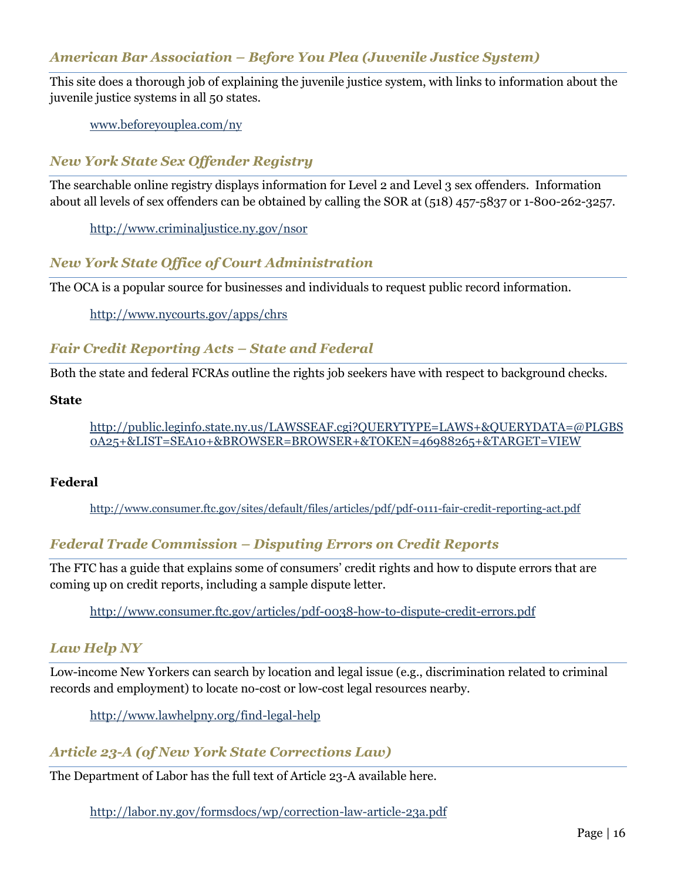### *American Bar Association – Before You Plea (Juvenile Justice System)*

This site does a thorough job of explaining the juvenile justice system, with links to information about the juvenile justice systems in all 50 states.

www.beforeyouplea.com/ny

### *New York State Sex Offender Registry*

The searchable online registry displays information for Level 2 and Level 3 sex offenders. Information about all levels of sex offenders can be obtained by calling the SOR at (518) 457-5837 or 1-800-262-3257.

http://www.criminaljustice.ny.gov/nsor

### *New York State Office of Court Administration*

The OCA is a popular source for businesses and individuals to request public record information.

http://www.nycourts.gov/apps/chrs

### *Fair Credit Reporting Acts – State and Federal*

Both the state and federal FCRAs outline the rights job seekers have with respect to background checks.

**State**

http://public.leginfo.state.ny.us/LAWSSEAF.cgi?QUERYTYPE=LAWS+&QUERYDATA=@PLGBS0A25+&LIST=SEA10+&BROWSER=BROWSER+&TOKEN=46988265+&TARGET=VIEW

**Federal**

http://www.consumer.ftc.gov/sites/default/files/articles/pdf/pdf-0111-fair-credit-reporting-act.pdf

### *Federal Trade Commission – Disputing Errors on Credit Reports*

The FTC has a guide that explains some of consumers' credit rights and how to dispute errors that are coming up on credit reports, including a sample dispute letter.

http://www.consumer.ftc.gov/articles/pdf-0038-how-to-dispute-credit-errors.pdf

### *Law Help NY*

Low-income New Yorkers can search by location and legal issue (e.g., discrimination related to criminal records and employment) to locate no-cost or low-cost legal resources nearby.

http://www.lawhelpny.org/find-legal-help

### *Article 23-A (of New York State Corrections Law)*

The Department of Labor has the full text of Article 23-A available here.

http://labor.ny.gov/formsdocs/wp/correction-law-article-23a.pdf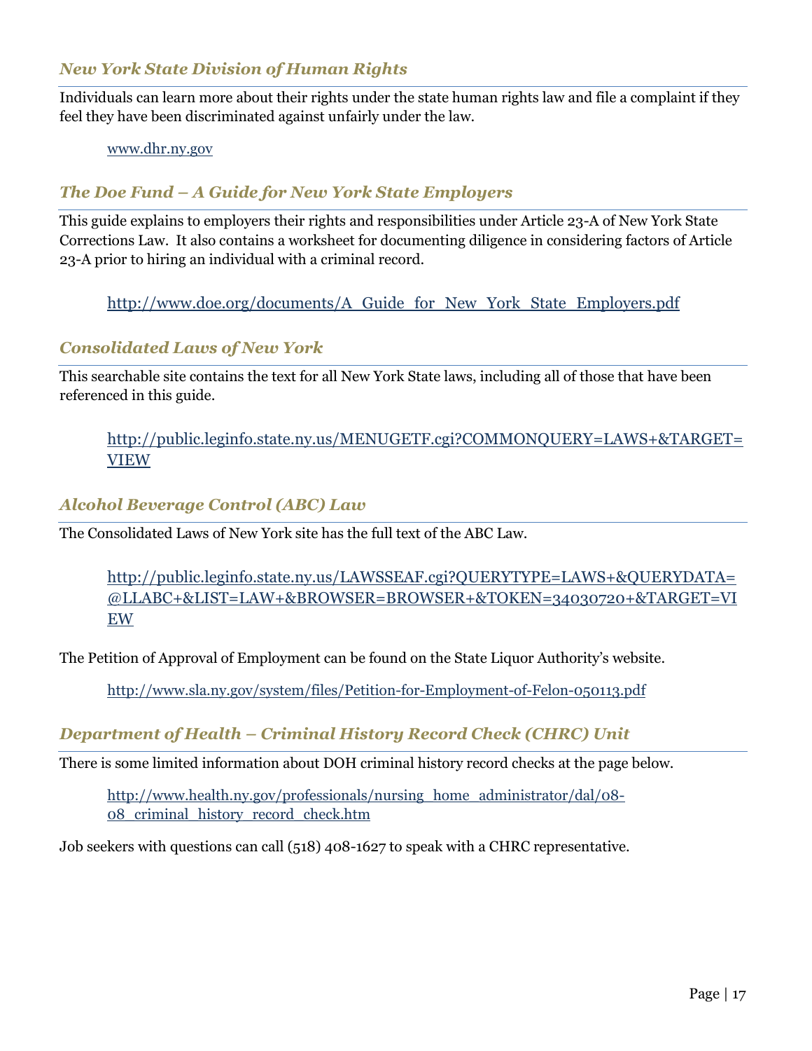### *New York State Division of Human Rights*

Individuals can learn more about their rights under the state human rights law and file a complaint if they feel they have been discriminated against unfairly under the law.

www.dhr.ny.gov

### *The Doe Fund – A Guide for New York State Employers*

This guide explains to employers their rights and responsibilities under Article 23-A of New York State Corrections Law. It also contains a worksheet for documenting diligence in considering factors of Article 23-A prior to hiring an individual with a criminal record.

http://www.doe.org/documents/A_Guide_for_New_York_State_Employers.pdf

### *Consolidated Laws of New York*

This searchable site contains the text for all New York State laws, including all of those that have been referenced in this guide.

http://public.leginfo.state.ny.us/MENUGETF.cgi?COMMONQUERY=LAWS+&TARGET=VIEW

### *Alcohol Beverage Control (ABC) Law*

The Consolidated Laws of New York site has the full text of the ABC Law.

http://public.leginfo.state.ny.us/LAWSSEAF.cgi?QUERYTYPE=LAWS+&QUERYDATA=@LLABC+&LIST=LAW+&BROWSER=BROWSER+&TOKEN=34030720+&TARGET=VIEW

The Petition of Approval of Employment can be found on the State Liquor Authority's website.

http://www.sla.ny.gov/system/files/Petition-for-Employment-of-Felon-050113.pdf

### *Department of Health – Criminal History Record Check (CHRC) Unit*

There is some limited information about DOH criminal history record checks at the page below.

http://www.health.ny.gov/professionals/nursing_home_administrator/dal/08-08_criminal_history_record_check.htm

Job seekers with questions can call (518) 408-1627 to speak with a CHRC representative.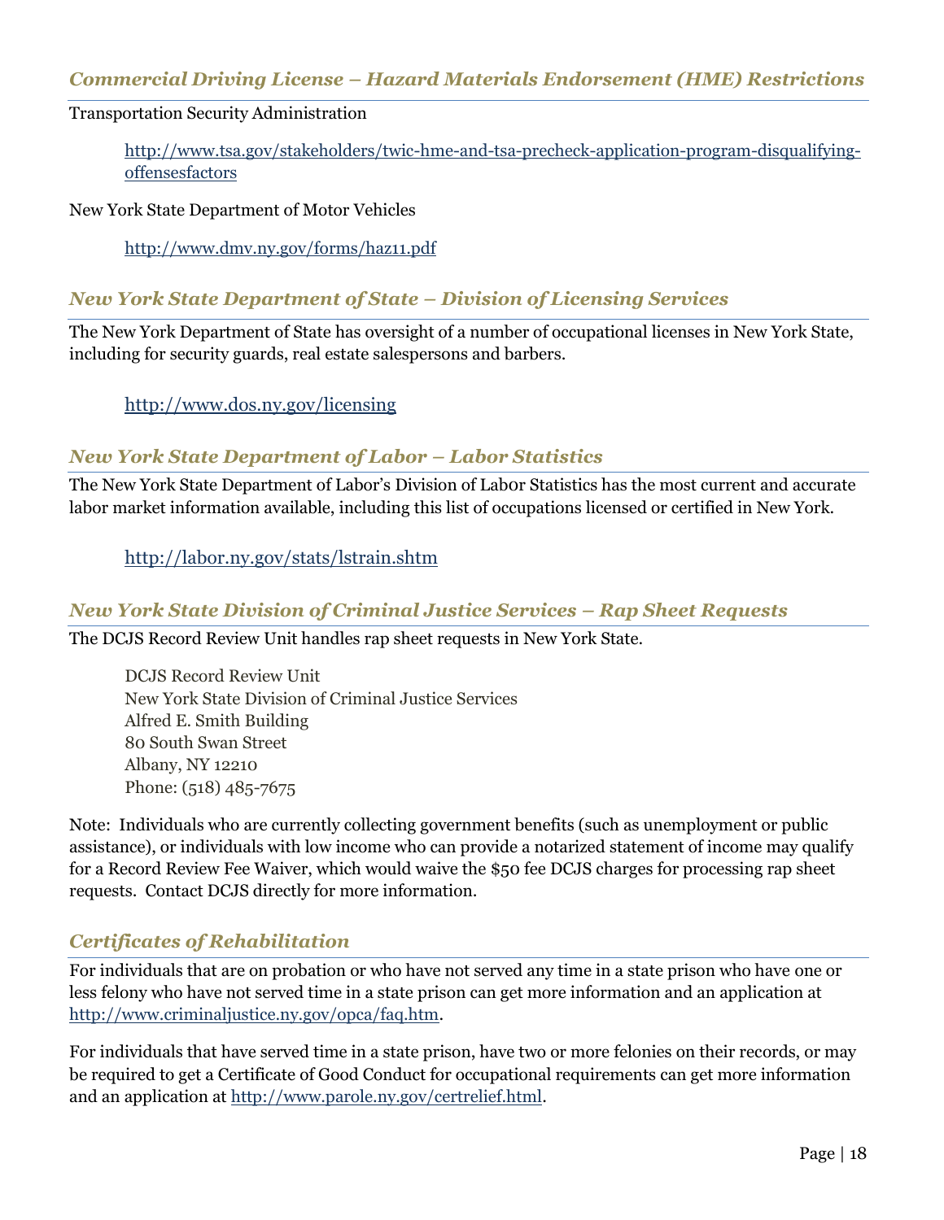### *Commercial Driving License – Hazard Materials Endorsement (HME) Restrictions*

Transportation Security Administration

> http://www.tsa.gov/stakeholders/twic-hme-and-tsa-precheck-application-program-disqualifying-offensesfactors

New York State Department of Motor Vehicles

> http://www.dmv.ny.gov/forms/haz11.pdf

### *New York State Department of State – Division of Licensing Services*

The New York Department of State has oversight of a number of occupational licenses in New York State, including for security guards, real estate salespersons and barbers.

> http://www.dos.ny.gov/licensing

### *New York State Department of Labor – Labor Statistics*

The New York State Department of Labor's Division of Labor Statistics has the most current and accurate labor market information available, including this list of occupations licensed or certified in New York.

> http://labor.ny.gov/stats/lstrain.shtm

### *New York State Division of Criminal Justice Services – Rap Sheet Requests*

The DCJS Record Review Unit handles rap sheet requests in New York State.

> DCJS Record Review Unit
> New York State Division of Criminal Justice Services
> Alfred E. Smith Building
> 80 South Swan Street
> Albany, NY 12210
> Phone: (518) 485-7675

Note: Individuals who are currently collecting government benefits (such as unemployment or public assistance), or individuals with low income who can provide a notarized statement of income may qualify for a Record Review Fee Waiver, which would waive the $50 fee DCJS charges for processing rap sheet requests. Contact DCJS directly for more information.

### *Certificates of Rehabilitation*

For individuals that are on probation or who have not served any time in a state prison who have one or less felony who have not served time in a state prison can get more information and an application at http://www.criminaljustice.ny.gov/opca/faq.htm.

For individuals that have served time in a state prison, have two or more felonies on their records, or may be required to get a Certificate of Good Conduct for occupational requirements can get more information and an application at http://www.parole.ny.gov/certrelief.html.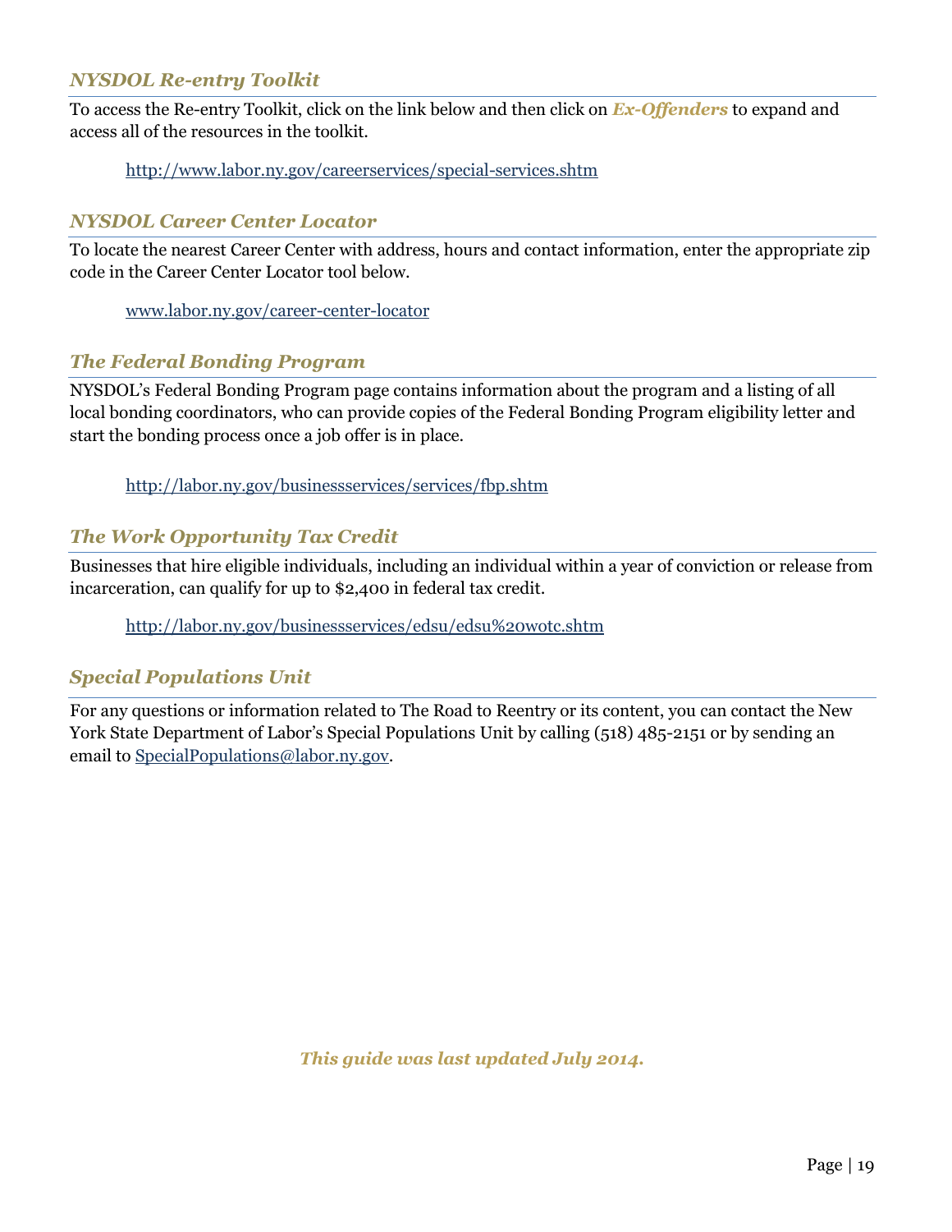### *NYSDOL Re-entry Toolkit*

To access the Re-entry Toolkit, click on the link below and then click on ***Ex-Offenders*** to expand and access all of the resources in the toolkit.

> http://www.labor.ny.gov/careerservices/special-services.shtm

### *NYSDOL Career Center Locator*

To locate the nearest Career Center with address, hours and contact information, enter the appropriate zip code in the Career Center Locator tool below.

> www.labor.ny.gov/career-center-locator

### *The Federal Bonding Program*

NYSDOL's Federal Bonding Program page contains information about the program and a listing of all local bonding coordinators, who can provide copies of the Federal Bonding Program eligibility letter and start the bonding process once a job offer is in place.

> http://labor.ny.gov/businessservices/services/fbp.shtm

### *The Work Opportunity Tax Credit*

Businesses that hire eligible individuals, including an individual within a year of conviction or release from incarceration, can qualify for up to $2,400 in federal tax credit.

> http://labor.ny.gov/businessservices/edsu/edsu%20wotc.shtm

### *Special Populations Unit*

For any questions or information related to The Road to Reentry or its content, you can contact the New York State Department of Labor's Special Populations Unit by calling (518) 485-2151 or by sending an email to SpecialPopulations@labor.ny.gov.

***This guide was last updated July 2014.***